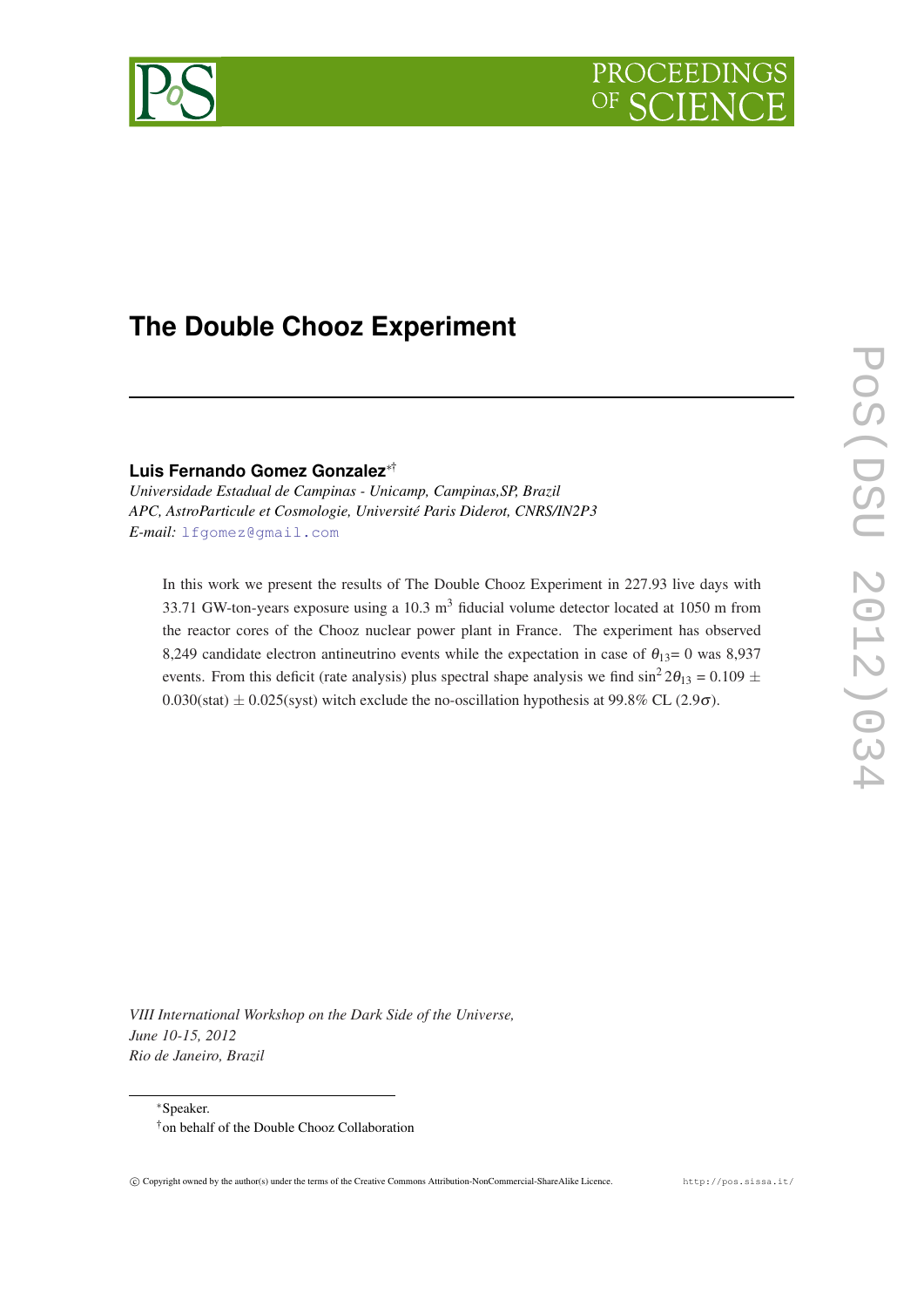# The Double Chooz Experiment

**Luis Fernando Gomez Gonzalez**[∗†]

*Universidade Estadual de Campinas - Unicamp, Campinas,SP, Brazil*
*APC, AstroParticule et Cosmologie, Université Paris Diderot, CNRS/IN2P3*
*E-mail:* lfgomez@gmail.com

In this work we present the results of The Double Chooz Experiment in 227.93 live days with 33.71 GW-ton-years exposure using a 10.3 $m^3$ fiducial volume detector located at 1050 m from the reactor cores of the Chooz nuclear power plant in France. The experiment has observed 8,249 candidate electron antineutrino events while the expectation in case of $\theta_{13}$= 0 was 8,937 events. From this deficit (rate analysis) plus spectral shape analysis we find $\sin^2 2\theta_{13}$ = 0.109 $\pm$ 0.030(stat) $\pm$ 0.025(syst) witch exclude the no-oscillation hypothesis at 99.8% CL (2.9$\sigma$).

*VIII International Workshop on the Dark Side of the Universe,*
*June 10-15, 2012*
*Rio de Janeiro, Brazil*

∗Speaker.
†on behalf of the Double Chooz Collaboration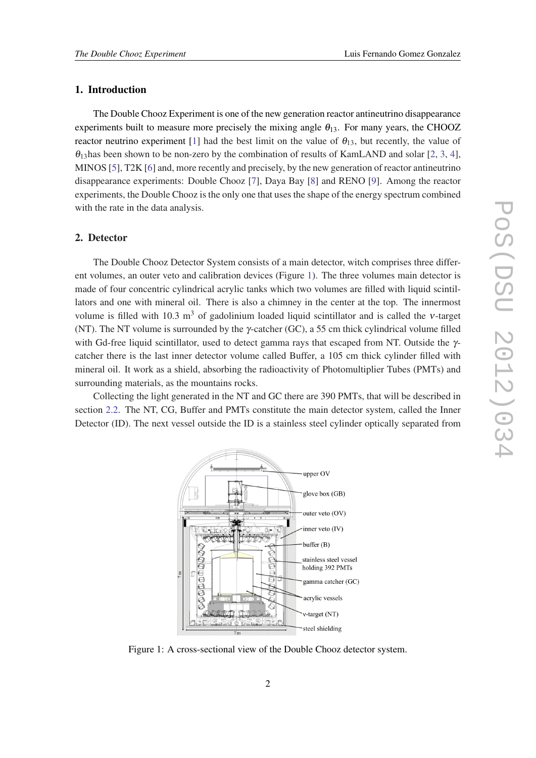## 1. Introduction

The Double Chooz Experiment is one of the new generation reactor antineutrino disappearance experiments built to measure more precisely the mixing angle $\theta_{13}$. For many years, the CHOOZ reactor neutrino experiment [1] had the best limit on the value of $\theta_{13}$, but recently, the value of $\theta_{13}$has been shown to be non-zero by the combination of results of KamLAND and solar [2, 3, 4], MINOS [5], T2K [6] and, more recently and precisely, by the new generation of reactor antineutrino disappearance experiments: Double Chooz [7], Daya Bay [8] and RENO [9]. Among the reactor experiments, the Double Chooz is the only one that uses the shape of the energy spectrum combined with the rate in the data analysis.

## 2. Detector

The Double Chooz Detector System consists of a main detector, witch comprises three different volumes, an outer veto and calibration devices (Figure 1). The three volumes main detector is made of four concentric cylindrical acrylic tanks which two volumes are filled with liquid scintillators and one with mineral oil. There is also a chimney in the center at the top. The innermost volume is filled with 10.3 $m^3$ of gadolinium loaded liquid scintillator and is called the $\nu$-target (NT). The NT volume is surrounded by the $\gamma$-catcher (GC), a 55 cm thick cylindrical volume filled with Gd-free liquid scintillator, used to detect gamma rays that escaped from NT. Outside the $\gamma$-catcher there is the last inner detector volume called Buffer, a 105 cm thick cylinder filled with mineral oil. It work as a shield, absorbing the radioactivity of Photomultiplier Tubes (PMTs) and surrounding materials, as the mountains rocks.

Collecting the light generated in the NT and GC there are 390 PMTs, that will be described in section 2.2. The NT, CG, Buffer and PMTs constitute the main detector system, called the Inner Detector (ID). The next vessel outside the ID is a stainless steel cylinder optically separated from

Figure 1: A cross-sectional view of the Double Chooz detector system.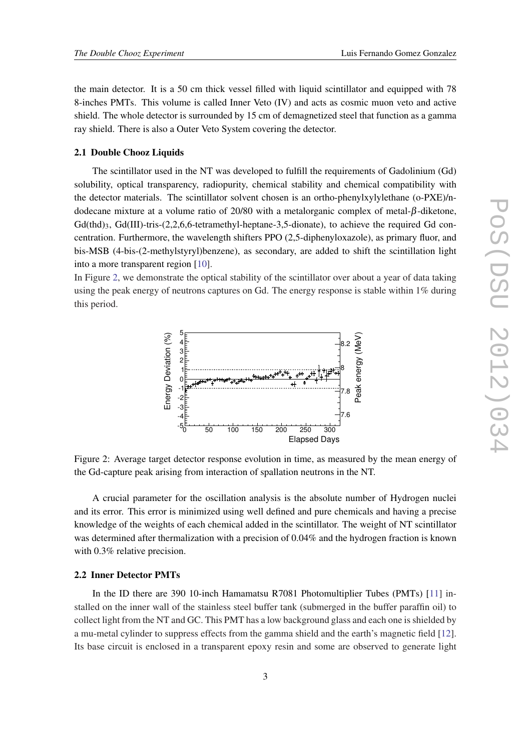the main detector. It is a 50 cm thick vessel filled with liquid scintillator and equipped with 78 8-inches PMTs. This volume is called Inner Veto (IV) and acts as cosmic muon veto and active shield. The whole detector is surrounded by 15 cm of demagnetized steel that function as a gamma ray shield. There is also a Outer Veto System covering the detector.

### 2.1 Double Chooz Liquids

The scintillator used in the NT was developed to fulfill the requirements of Gadolinium (Gd) solubility, optical transparency, radiopurity, chemical stability and chemical compatibility with the detector materials. The scintillator solvent chosen is an ortho-phenylxylylethane (o-PXE)/n-dodecane mixture at a volume ratio of 20/80 with a metalorganic complex of metal-$\beta$-diketone, $Gd(thd)_3$, Gd(III)-tris-(2,2,6,6-tetramethyl-heptane-3,5-dionate), to achieve the required Gd concentration. Furthermore, the wavelength shifters PPO (2,5-diphenyloxazole), as primary fluor, and bis-MSB (4-bis-(2-methylstyryl)benzene), as secondary, are added to shift the scintillation light into a more transparent region [10].

In Figure 2, we demonstrate the optical stability of the scintillator over about a year of data taking using the peak energy of neutrons captures on Gd. The energy response is stable within 1% during this period.

Figure 2: Average target detector response evolution in time, as measured by the mean energy of the Gd-capture peak arising from interaction of spallation neutrons in the NT.

A crucial parameter for the oscillation analysis is the absolute number of Hydrogen nuclei and its error. This error is minimized using well defined and pure chemicals and having a precise knowledge of the weights of each chemical added in the scintillator. The weight of NT scintillator was determined after thermalization with a precision of 0.04% and the hydrogen fraction is known with 0.3% relative precision.

### 2.2 Inner Detector PMTs

In the ID there are 390 10-inch Hamamatsu R7081 Photomultiplier Tubes (PMTs) [11] installed on the inner wall of the stainless steel buffer tank (submerged in the buffer paraffin oil) to collect light from the NT and GC. This PMT has a low background glass and each one is shielded by a mu-metal cylinder to suppress effects from the gamma shield and the earth's magnetic field [12]. Its base circuit is enclosed in a transparent epoxy resin and some are observed to generate light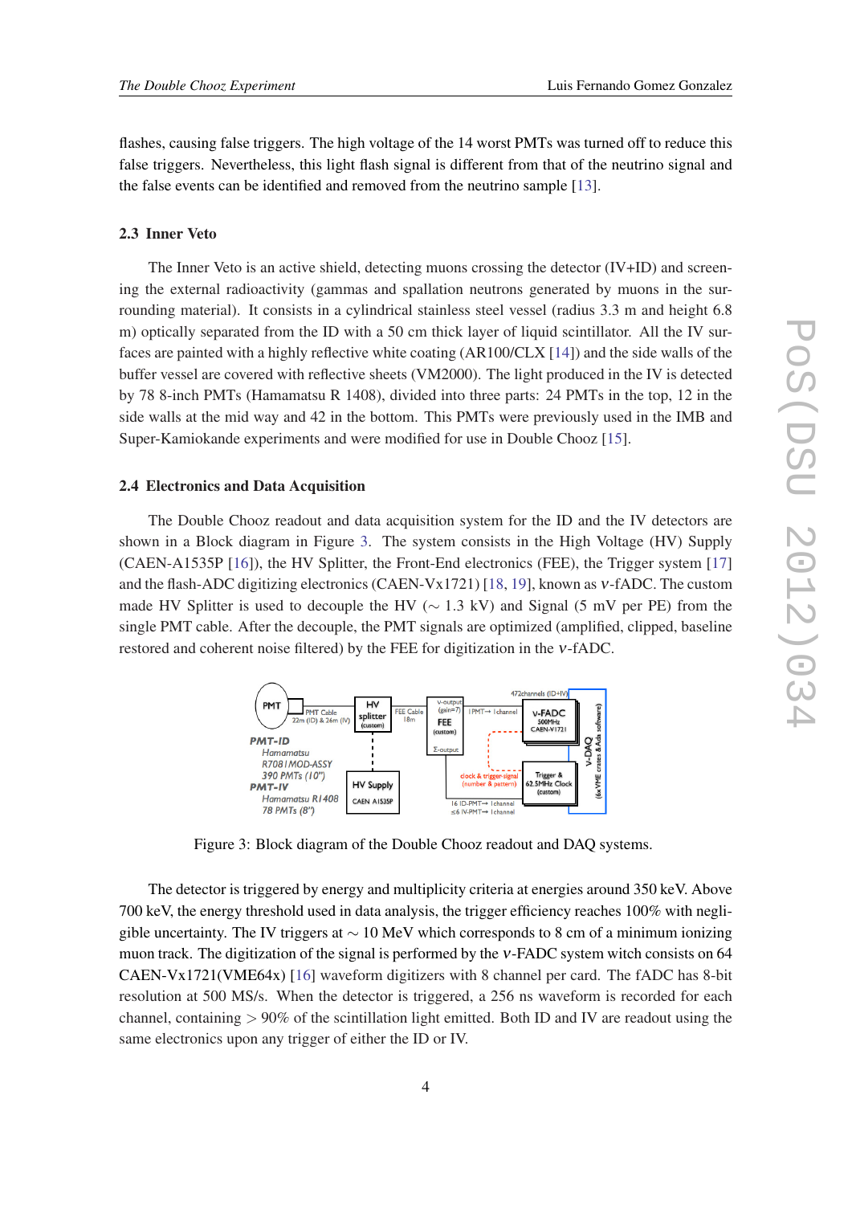flashes, causing false triggers. The high voltage of the 14 worst PMTs was turned off to reduce this false triggers. Nevertheless, this light flash signal is different from that of the neutrino signal and the false events can be identified and removed from the neutrino sample [13].

### 2.3 Inner Veto

The Inner Veto is an active shield, detecting muons crossing the detector (IV+ID) and screening the external radioactivity (gammas and spallation neutrons generated by muons in the surrounding material). It consists in a cylindrical stainless steel vessel (radius 3.3 m and height 6.8 m) optically separated from the ID with a 50 cm thick layer of liquid scintillator. All the IV surfaces are painted with a highly reflective white coating (AR100/CLX [14]) and the side walls of the buffer vessel are covered with reflective sheets (VM2000). The light produced in the IV is detected by 78 8-inch PMTs (Hamamatsu R 1408), divided into three parts: 24 PMTs in the top, 12 in the side walls at the mid way and 42 in the bottom. This PMTs were previously used in the IMB and Super-Kamiokande experiments and were modified for use in Double Chooz [15].

### 2.4 Electronics and Data Acquisition

The Double Chooz readout and data acquisition system for the ID and the IV detectors are shown in a Block diagram in Figure 3. The system consists in the High Voltage (HV) Supply (CAEN-A1535P [16]), the HV Splitter, the Front-End electronics (FEE), the Trigger system [17] and the flash-ADC digitizing electronics (CAEN-Vx1721) [18, 19], known as $\nu$-fADC. The custom made HV Splitter is used to decouple the HV ($\sim$ 1.3 kV) and Signal (5 mV per PE) from the single PMT cable. After the decouple, the PMT signals are optimized (amplified, clipped, baseline restored and coherent noise filtered) by the FEE for digitization in the $\nu$-fADC.

Figure 3: Block diagram of the Double Chooz readout and DAQ systems.

The detector is triggered by energy and multiplicity criteria at energies around 350 keV. Above 700 keV, the energy threshold used in data analysis, the trigger efficiency reaches 100% with negligible uncertainty. The IV triggers at $\sim$ 10 MeV which corresponds to 8 cm of a minimum ionizing muon track. The digitization of the signal is performed by the $\nu$-FADC system witch consists on 64 CAEN-Vx1721(VME64x) [16] waveform digitizers with 8 channel per card. The fADC has 8-bit resolution at 500 MS/s. When the detector is triggered, a 256 ns waveform is recorded for each channel, containing > 90% of the scintillation light emitted. Both ID and IV are readout using the same electronics upon any trigger of either the ID or IV.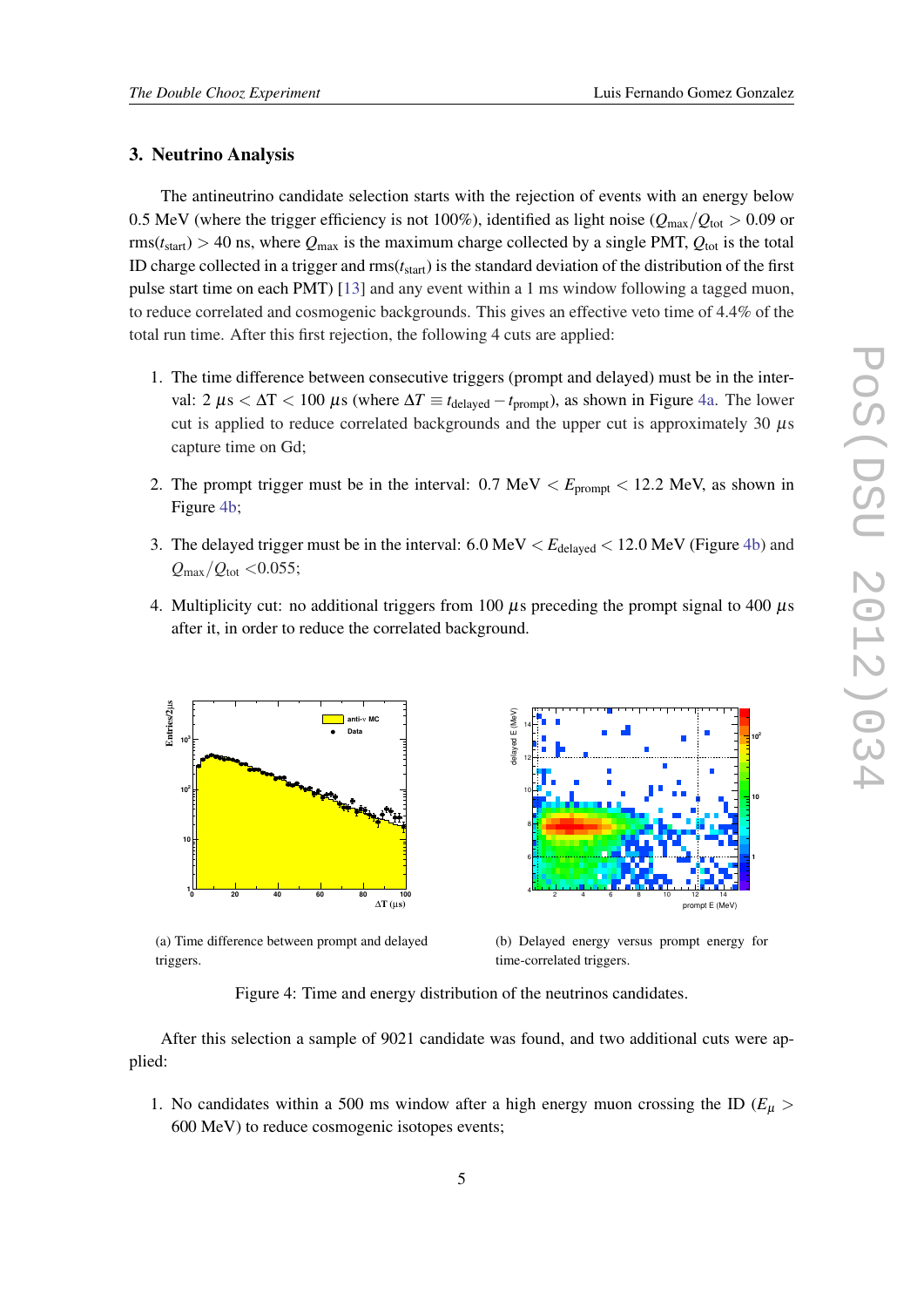## 3. Neutrino Analysis

The antineutrino candidate selection starts with the rejection of events with an energy below 0.5 MeV (where the trigger efficiency is not 100%), identified as light noise ($Q_{\max}/Q_{\text{tot}} > 0.09$ or $\text{rms}(t_{\text{start}}) > 40$ ns, where $Q_{\max}$ is the maximum charge collected by a single PMT, $Q_{\text{tot}}$ is the total ID charge collected in a trigger and $\text{rms}(t_{\text{start}})$ is the standard deviation of the distribution of the first pulse start time on each PMT) [13] and any event within a 1 ms window following a tagged muon, to reduce correlated and cosmogenic backgrounds. This gives an effective veto time of 4.4% of the total run time. After this first rejection, the following 4 cuts are applied:

1. The time difference between consecutive triggers (prompt and delayed) must be in the interval: 2 $\mu$s $< \Delta$T $<$ 100 $\mu$s (where $\Delta T \equiv t_{\text{delayed}} - t_{\text{prompt}}$), as shown in Figure 4a. The lower cut is applied to reduce correlated backgrounds and the upper cut is approximately 30 $\mu$s capture time on Gd;

2. The prompt trigger must be in the interval: 0.7 MeV $< E_{\text{prompt}} <$ 12.2 MeV, as shown in Figure 4b;

3. The delayed trigger must be in the interval: 6.0 MeV $< E_{\text{delayed}} <$ 12.0 MeV (Figure 4b) and $Q_{\max}/Q_{\text{tot}} <$0.055;

4. Multiplicity cut: no additional triggers from 100 $\mu$s preceding the prompt signal to 400 $\mu$s after it, in order to reduce the correlated background.

(a) Time difference between prompt and delayed triggers.

(b) Delayed energy versus prompt energy for time-correlated triggers.

Figure 4: Time and energy distribution of the neutrinos candidates.

After this selection a sample of 9021 candidate was found, and two additional cuts were applied:

1. No candidates within a 500 ms window after a high energy muon crossing the ID ($E_{\mu} >$ 600 MeV) to reduce cosmogenic isotopes events;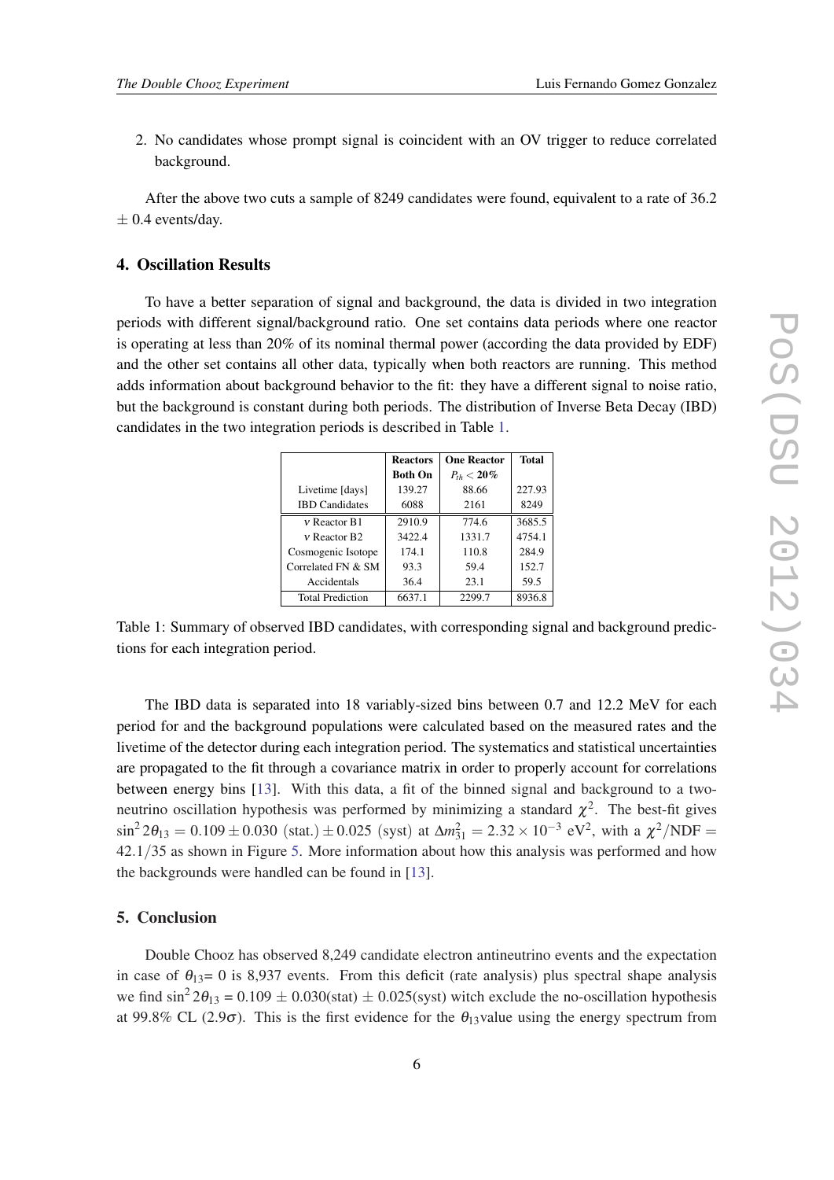2. No candidates whose prompt signal is coincident with an OV trigger to reduce correlated background.

After the above two cuts a sample of 8249 candidates were found, equivalent to a rate of 36.2 $\pm$ 0.4 events/day.

## 4. Oscillation Results

To have a better separation of signal and background, the data is divided in two integration periods with different signal/background ratio. One set contains data periods where one reactor is operating at less than 20% of its nominal thermal power (according the data provided by EDF) and the other set contains all other data, typically when both reactors are running. This method adds information about background behavior to the fit: they have a different signal to noise ratio, but the background is constant during both periods. The distribution of Inverse Beta Decay (IBD) candidates in the two integration periods is described in Table 1.

| | **Reactors Both On** | **One Reactor $P_{th} < 20\%$** | **Total** |
|---|---|---|---|
| Livetime [days] | 139.27 | 88.66 | 227.93 |
| IBD Candidates | 6088 | 2161 | 8249 |
| $\nu$ Reactor B1 | 2910.9 | 774.6 | 3685.5 |
| $\nu$ Reactor B2 | 3422.4 | 1331.7 | 4754.1 |
| Cosmogenic Isotope | 174.1 | 110.8 | 284.9 |
| Correlated FN & SM | 93.3 | 59.4 | 152.7 |
| Accidentals | 36.4 | 23.1 | 59.5 |
| Total Prediction | 6637.1 | 2299.7 | 8936.8 |

Table 1: Summary of observed IBD candidates, with corresponding signal and background predictions for each integration period.

The IBD data is separated into 18 variably-sized bins between 0.7 and 12.2 MeV for each period for and the background populations were calculated based on the measured rates and the livetime of the detector during each integration period. The systematics and statistical uncertainties are propagated to the fit through a covariance matrix in order to properly account for correlations between energy bins [13]. With this data, a fit of the binned signal and background to a two-neutrino oscillation hypothesis was performed by minimizing a standard $\chi^2$. The best-fit gives $\sin^2 2\theta_{13} = 0.109 \pm 0.030\ (\text{stat.}) \pm 0.025\ (\text{syst})$ at $\Delta m^2_{31} = 2.32 \times 10^{-3}\ \text{eV}^2$, with a $\chi^2/\text{NDF} = 42.1/35$ as shown in Figure 5. More information about how this analysis was performed and how the backgrounds were handled can be found in [13].

## 5. Conclusion

Double Chooz has observed 8,249 candidate electron antineutrino events and the expectation in case of $\theta_{13}$= 0 is 8,937 events. From this deficit (rate analysis) plus spectral shape analysis we find $\sin^2 2\theta_{13}$ = 0.109 $\pm$ 0.030(stat) $\pm$ 0.025(syst) witch exclude the no-oscillation hypothesis at 99.8% CL (2.9$\sigma$). This is the first evidence for the $\theta_{13}$value using the energy spectrum from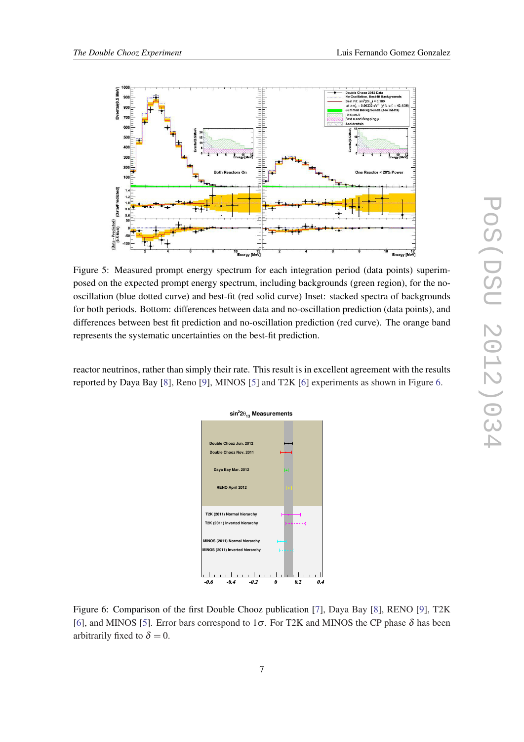Figure 5: Measured prompt energy spectrum for each integration period (data points) superimposed on the expected prompt energy spectrum, including backgrounds (green region), for the no-oscillation (blue dotted curve) and best-fit (red solid curve) Inset: stacked spectra of backgrounds for both periods. Bottom: differences between data and no-oscillation prediction (data points), and differences between best fit prediction and no-oscillation prediction (red curve). The orange band represents the systematic uncertainties on the best-fit prediction.

reactor neutrinos, rather than simply their rate. This result is in excellent agreement with the results reported by Daya Bay [8], Reno [9], MINOS [5] and T2K [6] experiments as shown in Figure 6.

Figure 6: Comparison of the first Double Chooz publication [7], Daya Bay [8], RENO [9], T2K [6], and MINOS [5]. Error bars correspond to $1\sigma$. For T2K and MINOS the CP phase $\delta$ has been arbitrarily fixed to $\delta = 0$.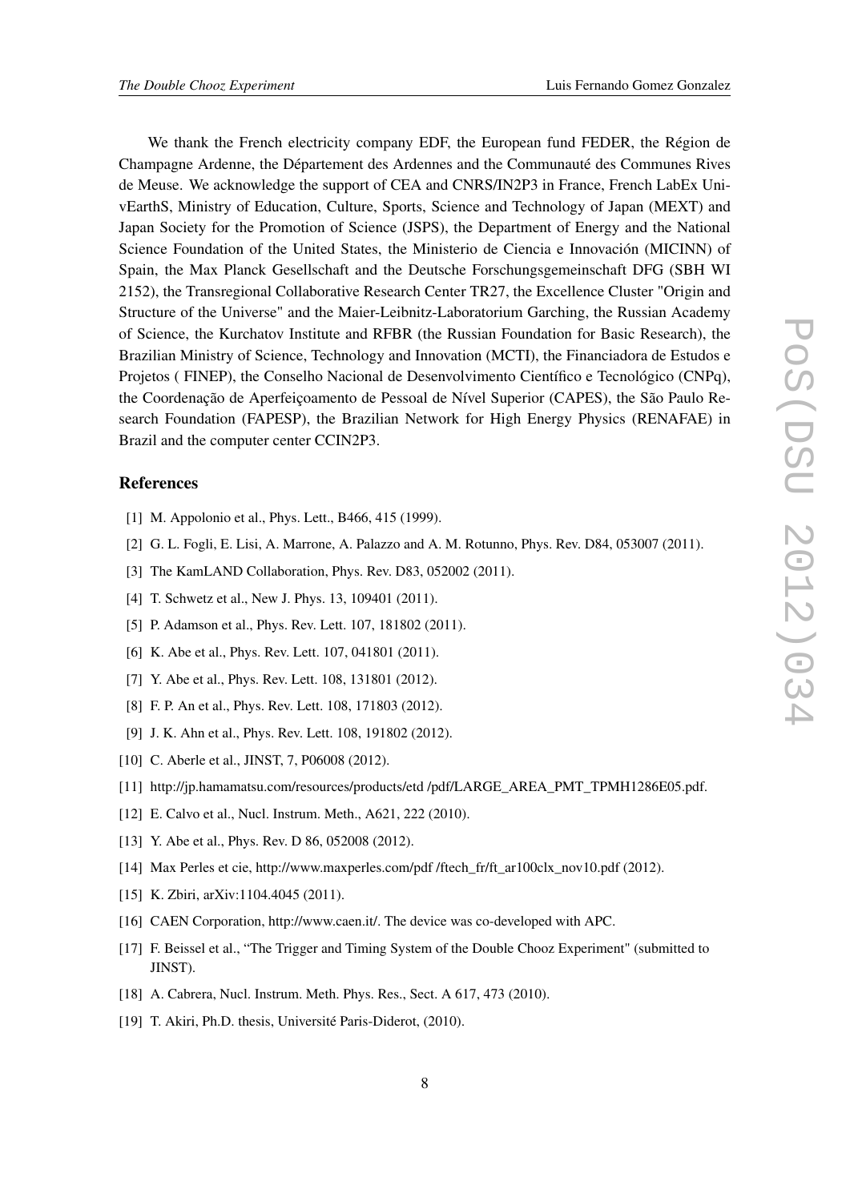We thank the French electricity company EDF, the European fund FEDER, the Région de Champagne Ardenne, the Département des Ardennes and the Communauté des Communes Rives de Meuse. We acknowledge the support of CEA and CNRS/IN2P3 in France, French LabEx UnivEarthS, Ministry of Education, Culture, Sports, Science and Technology of Japan (MEXT) and Japan Society for the Promotion of Science (JSPS), the Department of Energy and the National Science Foundation of the United States, the Ministerio de Ciencia e Innovación (MICINN) of Spain, the Max Planck Gesellschaft and the Deutsche Forschungsgemeinschaft DFG (SBH WI 2152), the Transregional Collaborative Research Center TR27, the Excellence Cluster "Origin and Structure of the Universe" and the Maier-Leibnitz-Laboratorium Garching, the Russian Academy of Science, the Kurchatov Institute and RFBR (the Russian Foundation for Basic Research), the Brazilian Ministry of Science, Technology and Innovation (MCTI), the Financiadora de Estudos e Projetos ( FINEP), the Conselho Nacional de Desenvolvimento Científico e Tecnológico (CNPq), the Coordenação de Aperfeiçoamento de Pessoal de Nível Superior (CAPES), the São Paulo Research Foundation (FAPESP), the Brazilian Network for High Energy Physics (RENAFAE) in Brazil and the computer center CCIN2P3.

## References

[1] M. Appolonio et al., Phys. Lett., B466, 415 (1999).

[2] G. L. Fogli, E. Lisi, A. Marrone, A. Palazzo and A. M. Rotunno, Phys. Rev. D84, 053007 (2011).

[3] The KamLAND Collaboration, Phys. Rev. D83, 052002 (2011).

[4] T. Schwetz et al., New J. Phys. 13, 109401 (2011).

[5] P. Adamson et al., Phys. Rev. Lett. 107, 181802 (2011).

[6] K. Abe et al., Phys. Rev. Lett. 107, 041801 (2011).

[7] Y. Abe et al., Phys. Rev. Lett. 108, 131801 (2012).

[8] F. P. An et al., Phys. Rev. Lett. 108, 171803 (2012).

[9] J. K. Ahn et al., Phys. Rev. Lett. 108, 191802 (2012).

[10] C. Aberle et al., JINST, 7, P06008 (2012).

[11] http://jp.hamamatsu.com/resources/products/etd /pdf/LARGE_AREA_PMT_TPMH1286E05.pdf.

[12] E. Calvo et al., Nucl. Instrum. Meth., A621, 222 (2010).

[13] Y. Abe et al., Phys. Rev. D 86, 052008 (2012).

[14] Max Perles et cie, http://www.maxperles.com/pdf /ftech_fr/ft_ar100clx_nov10.pdf (2012).

[15] K. Zbiri, arXiv:1104.4045 (2011).

[16] CAEN Corporation, http://www.caen.it/. The device was co-developed with APC.

[17] F. Beissel et al., "The Trigger and Timing System of the Double Chooz Experiment" (submitted to JINST).

[18] A. Cabrera, Nucl. Instrum. Meth. Phys. Res., Sect. A 617, 473 (2010).

[19] T. Akiri, Ph.D. thesis, Université Paris-Diderot, (2010).